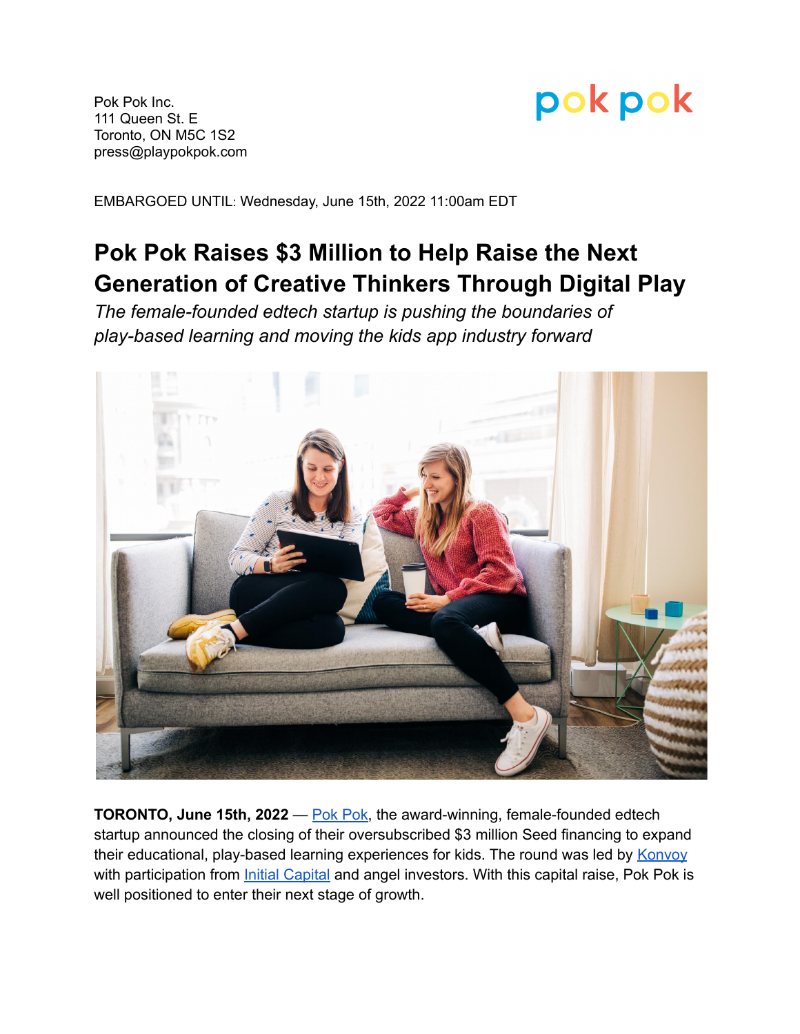Pok Pok Inc.
111 Queen St. E
Toronto, ON M5C 1S2
press@playpokpok.com

pok pok

EMBARGOED UNTIL: Wednesday, June 15th, 2022 11:00am EDT

# Pok Pok Raises $3 Million to Help Raise the Next Generation of Creative Thinkers Through Digital Play

*The female-founded edtech startup is pushing the boundaries of play-based learning and moving the kids app industry forward*

**TORONTO, June 15th, 2022** — [Pok Pok](), the award-winning, female-founded edtech startup announced the closing of their oversubscribed $3 million Seed financing to expand their educational, play-based learning experiences for kids. The round was led by [Konvoy]() with participation from [Initial Capital]() and angel investors. With this capital raise, Pok Pok is well positioned to enter their next stage of growth.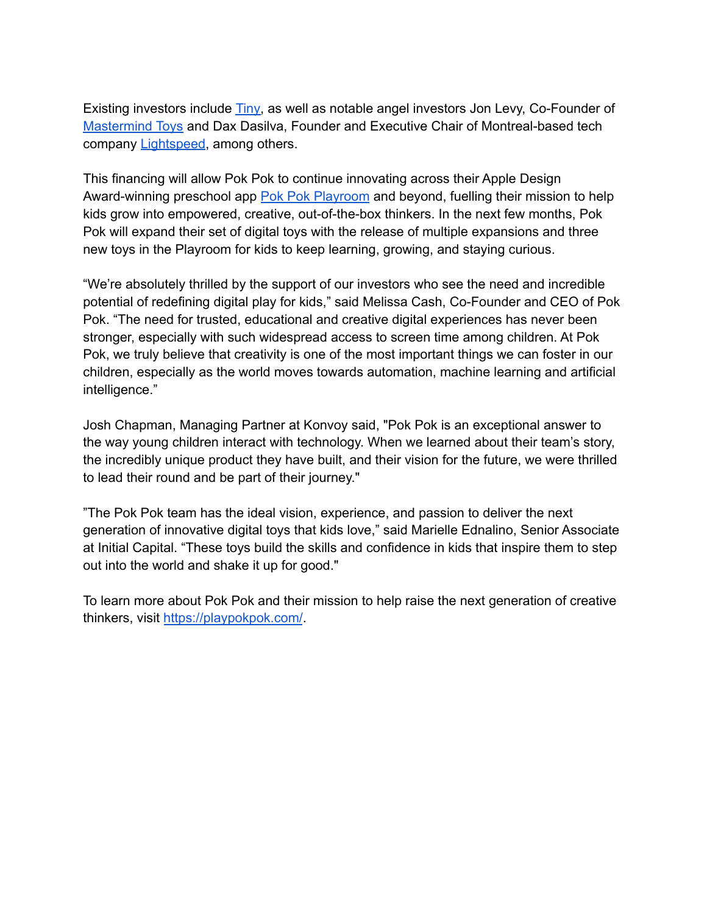Existing investors include [Tiny](), as well as notable angel investors Jon Levy, Co-Founder of [Mastermind Toys]() and Dax Dasilva, Founder and Executive Chair of Montreal-based tech company [Lightspeed](), among others.

This financing will allow Pok Pok to continue innovating across their Apple Design Award-winning preschool app [Pok Pok Playroom]() and beyond, fuelling their mission to help kids grow into empowered, creative, out-of-the-box thinkers. In the next few months, Pok Pok will expand their set of digital toys with the release of multiple expansions and three new toys in the Playroom for kids to keep learning, growing, and staying curious.

“We’re absolutely thrilled by the support of our investors who see the need and incredible potential of redefining digital play for kids,” said Melissa Cash, Co-Founder and CEO of Pok Pok. “The need for trusted, educational and creative digital experiences has never been stronger, especially with such widespread access to screen time among children. At Pok Pok, we truly believe that creativity is one of the most important things we can foster in our children, especially as the world moves towards automation, machine learning and artificial intelligence.”

Josh Chapman, Managing Partner at Konvoy said, "Pok Pok is an exceptional answer to the way young children interact with technology. When we learned about their team’s story, the incredibly unique product they have built, and their vision for the future, we were thrilled to lead their round and be part of their journey."

”The Pok Pok team has the ideal vision, experience, and passion to deliver the next generation of innovative digital toys that kids love,” said Marielle Ednalino, Senior Associate at Initial Capital. “These toys build the skills and confidence in kids that inspire them to step out into the world and shake it up for good."

To learn more about Pok Pok and their mission to help raise the next generation of creative thinkers, visit [https://playpokpok.com/](https://playpokpok.com/).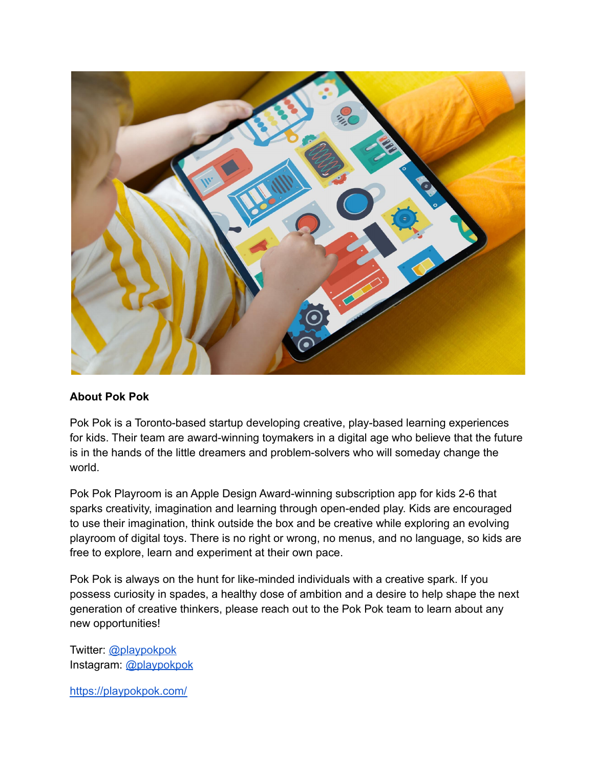**About Pok Pok**

Pok Pok is a Toronto-based startup developing creative, play-based learning experiences for kids. Their team are award-winning toymakers in a digital age who believe that the future is in the hands of the little dreamers and problem-solvers who will someday change the world.

Pok Pok Playroom is an Apple Design Award-winning subscription app for kids 2-6 that sparks creativity, imagination and learning through open-ended play. Kids are encouraged to use their imagination, think outside the box and be creative while exploring an evolving playroom of digital toys. There is no right or wrong, no menus, and no language, so kids are free to explore, learn and experiment at their own pace.

Pok Pok is always on the hunt for like-minded individuals with a creative spark. If you possess curiosity in spades, a healthy dose of ambition and a desire to help shape the next generation of creative thinkers, please reach out to the Pok Pok team to learn about any new opportunities!

Twitter: @playpokpok
Instagram: @playpokpok

https://playpokpok.com/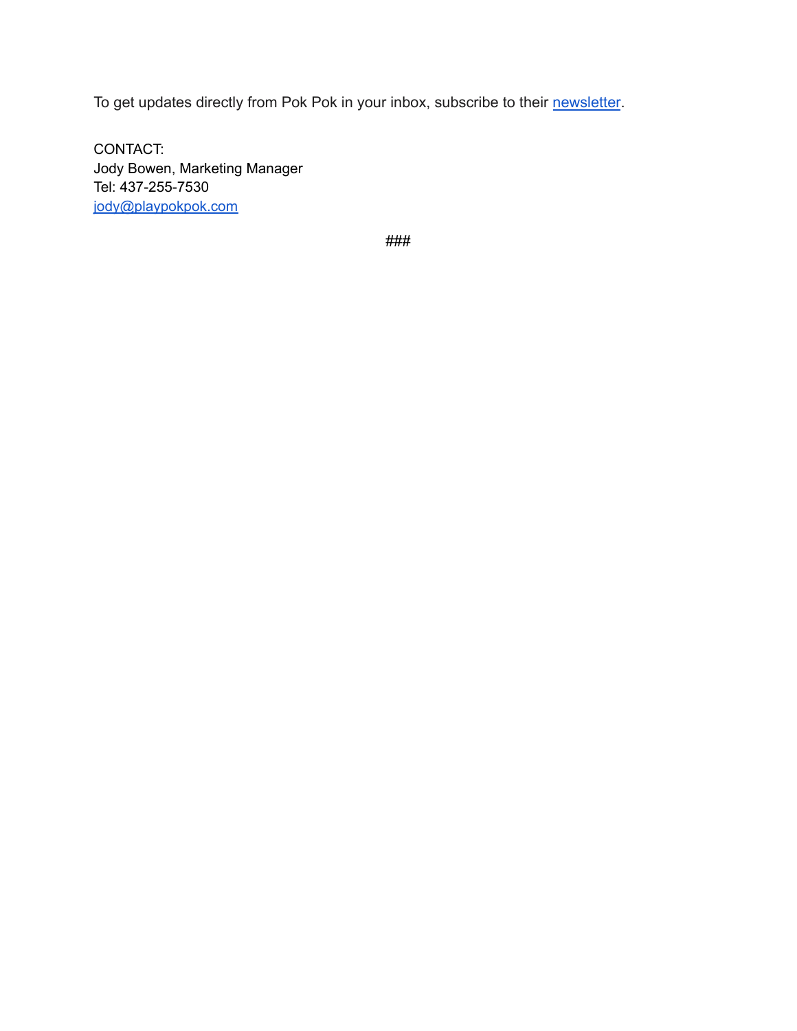To get updates directly from Pok Pok in your inbox, subscribe to their newsletter.

CONTACT:
Jody Bowen, Marketing Manager
Tel: 437-255-7530
jody@playpokpok.com

###